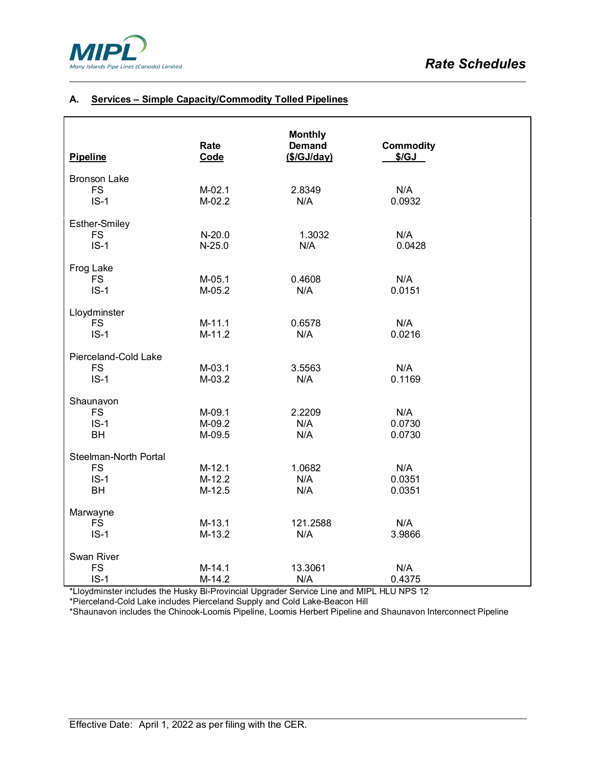MIPL

Many Islands Pipe Lines (Canada) Limited

# Rate Schedules

## A. Services – Simple Capacity/Commodity Tolled Pipelines

| Pipeline | Rate Code | Monthly Demand ($/GJ/day) | Commodity $/GJ |
|---|---|---|---|
| Bronson Lake | | | |
| FS | M-02.1 | 2.8349 | N/A |
| IS-1 | M-02.2 | N/A | 0.0932 |
| Esther-Smiley | | | |
| FS | N-20.0 | 1.3032 | N/A |
| IS-1 | N-25.0 | N/A | 0.0428 |
| Frog Lake | | | |
| FS | M-05.1 | 0.4608 | N/A |
| IS-1 | M-05.2 | N/A | 0.0151 |
| Lloydminster | | | |
| FS | M-11.1 | 0.6578 | N/A |
| IS-1 | M-11.2 | N/A | 0.0216 |
| Pierceland-Cold Lake | | | |
| FS | M-03.1 | 3.5563 | N/A |
| IS-1 | M-03.2 | N/A | 0.1169 |
| Shaunavon | | | |
| FS | M-09.1 | 2.2209 | N/A |
| IS-1 | M-09.2 | N/A | 0.0730 |
| BH | M-09.5 | N/A | 0.0730 |
| Steelman-North Portal | | | |
| FS | M-12.1 | 1.0682 | N/A |
| IS-1 | M-12.2 | N/A | 0.0351 |
| BH | M-12.5 | N/A | 0.0351 |
| Marwayne | | | |
| FS | M-13.1 | 121.2588 | N/A |
| IS-1 | M-13.2 | N/A | 3.9866 |
| Swan River | | | |
| FS | M-14.1 | 13.3061 | N/A |
| IS-1 | M-14.2 | N/A | 0.4375 |

*Lloydminster includes the Husky Bi-Provincial Upgrader Service Line and MIPL HLU NPS 12

*Pierceland-Cold Lake includes Pierceland Supply and Cold Lake-Beacon Hill

*Shaunavon includes the Chinook-Loomis Pipeline, Loomis Herbert Pipeline and Shaunavon Interconnect Pipeline

Effective Date: April 1, 2022 as per filing with the CER.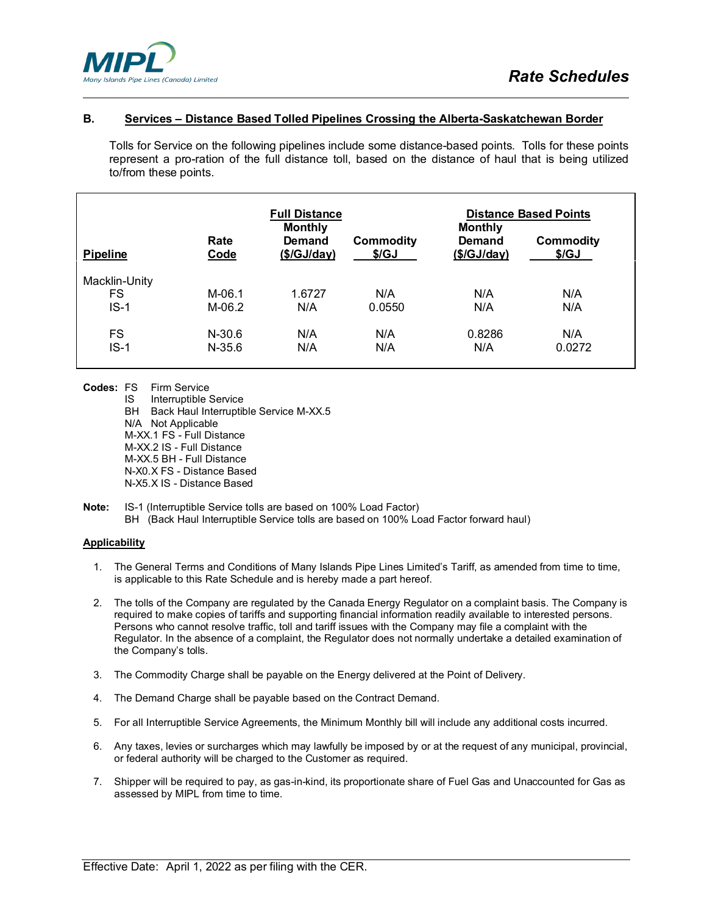## Rate Schedules

### B. Services – Distance Based Tolled Pipelines Crossing the Alberta-Saskatchewan Border

Tolls for Service on the following pipelines include some distance-based points. Tolls for these points represent a pro-ration of the full distance toll, based on the distance of haul that is being utilized to/from these points.

| Pipeline | Rate Code | Full Distance Monthly Demand ($/GJ/day) | Commodity $/GJ | Distance Based Points Monthly Demand ($/GJ/day) | Commodity $/GJ |
|---|---|---|---|---|---|
| Macklin-Unity | | | | | |
| FS | M-06.1 | 1.6727 | N/A | N/A | N/A |
| IS-1 | M-06.2 | N/A | 0.0550 | N/A | N/A |
| FS | N-30.6 | N/A | N/A | 0.8286 | N/A |
| IS-1 | N-35.6 | N/A | N/A | N/A | 0.0272 |

**Codes:**
- FS Firm Service
- IS Interruptible Service
- BH Back Haul Interruptible Service M-XX.5
- N/A Not Applicable
- M-XX.1 FS - Full Distance
- M-XX.2 IS - Full Distance
- M-XX.5 BH - Full Distance
- N-X0.X FS - Distance Based
- N-X5.X IS - Distance Based

**Note:**
- IS-1 (Interruptible Service tolls are based on 100% Load Factor)
- BH (Back Haul Interruptible Service tolls are based on 100% Load Factor forward haul)

**Applicability**

1. The General Terms and Conditions of Many Islands Pipe Lines Limited's Tariff, as amended from time to time, is applicable to this Rate Schedule and is hereby made a part hereof.
2. The tolls of the Company are regulated by the Canada Energy Regulator on a complaint basis. The Company is required to make copies of tariffs and supporting financial information readily available to interested persons. Persons who cannot resolve traffic, toll and tariff issues with the Company may file a complaint with the Regulator. In the absence of a complaint, the Regulator does not normally undertake a detailed examination of the Company's tolls.
3. The Commodity Charge shall be payable on the Energy delivered at the Point of Delivery.
4. The Demand Charge shall be payable based on the Contract Demand.
5. For all Interruptible Service Agreements, the Minimum Monthly bill will include any additional costs incurred.
6. Any taxes, levies or surcharges which may lawfully be imposed by or at the request of any municipal, provincial, or federal authority will be charged to the Customer as required.
7. Shipper will be required to pay, as gas-in-kind, its proportionate share of Fuel Gas and Unaccounted for Gas as assessed by MIPL from time to time.

Effective Date: April 1, 2022 as per filing with the CER.